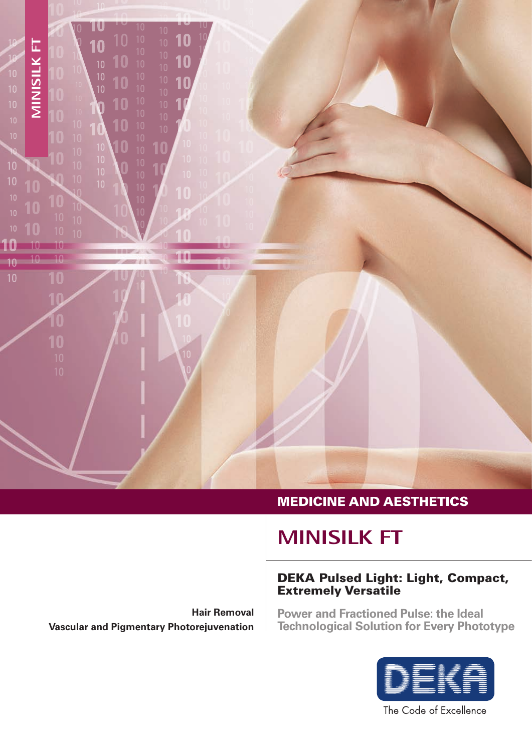MINISILK FT

MEDICINE AND AESTHETICS

# MINISILK FT

## DEKA Pulsed Light: Light, Compact, Extremely Versatile

**Hair Removal**
**Vascular and Pigmentary Photorejuvenation**

**Power and Fractioned Pulse: the Ideal Technological Solution for Every Phototype**

DEKA

The Code of Excellence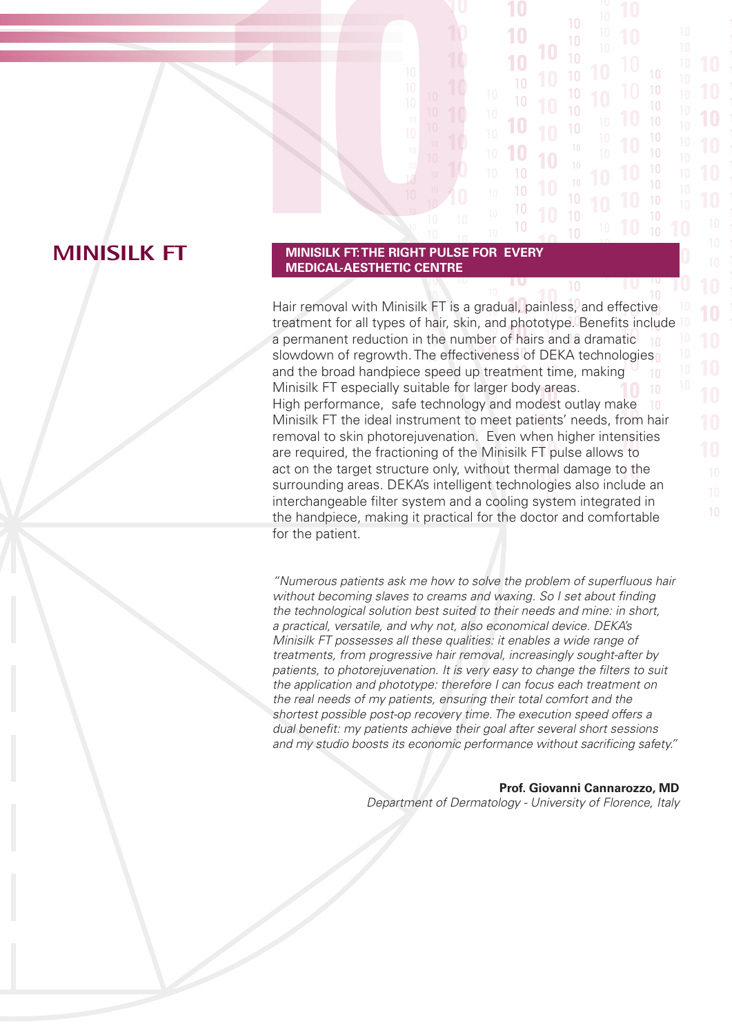# MINISILK FT

## MINISILK FT: THE RIGHT PULSE FOR EVERY MEDICAL-AESTHETIC CENTRE

Hair removal with Minisilk FT is a gradual, painless, and effective treatment for all types of hair, skin, and phototype. Benefits include a permanent reduction in the number of hairs and a dramatic slowdown of regrowth. The effectiveness of DEKA technologies and the broad handpiece speed up treatment time, making Minisilk FT especially suitable for larger body areas.
High performance, safe technology and modest outlay make Minisilk FT the ideal instrument to meet patients' needs, from hair removal to skin photorejuvenation. Even when higher intensities are required, the fractioning of the Minisilk FT pulse allows to act on the target structure only, without thermal damage to the surrounding areas. DEKA's intelligent technologies also include an interchangeable filter system and a cooling system integrated in the handpiece, making it practical for the doctor and comfortable for the patient.

*"Numerous patients ask me how to solve the problem of superfluous hair without becoming slaves to creams and waxing. So I set about finding the technological solution best suited to their needs and mine: in short, a practical, versatile, and why not, also economical device. DEKA's Minisilk FT possesses all these qualities: it enables a wide range of treatments, from progressive hair removal, increasingly sought-after by patients, to photorejuvenation. It is very easy to change the filters to suit the application and phototype: therefore I can focus each treatment on the real needs of my patients, ensuring their total comfort and the shortest possible post-op recovery time. The execution speed offers a dual benefit: my patients achieve their goal after several short sessions and my studio boosts its economic performance without sacrificing safety."*

**Prof. Giovanni Cannarozzo, MD**
*Department of Dermatology - University of Florence, Italy*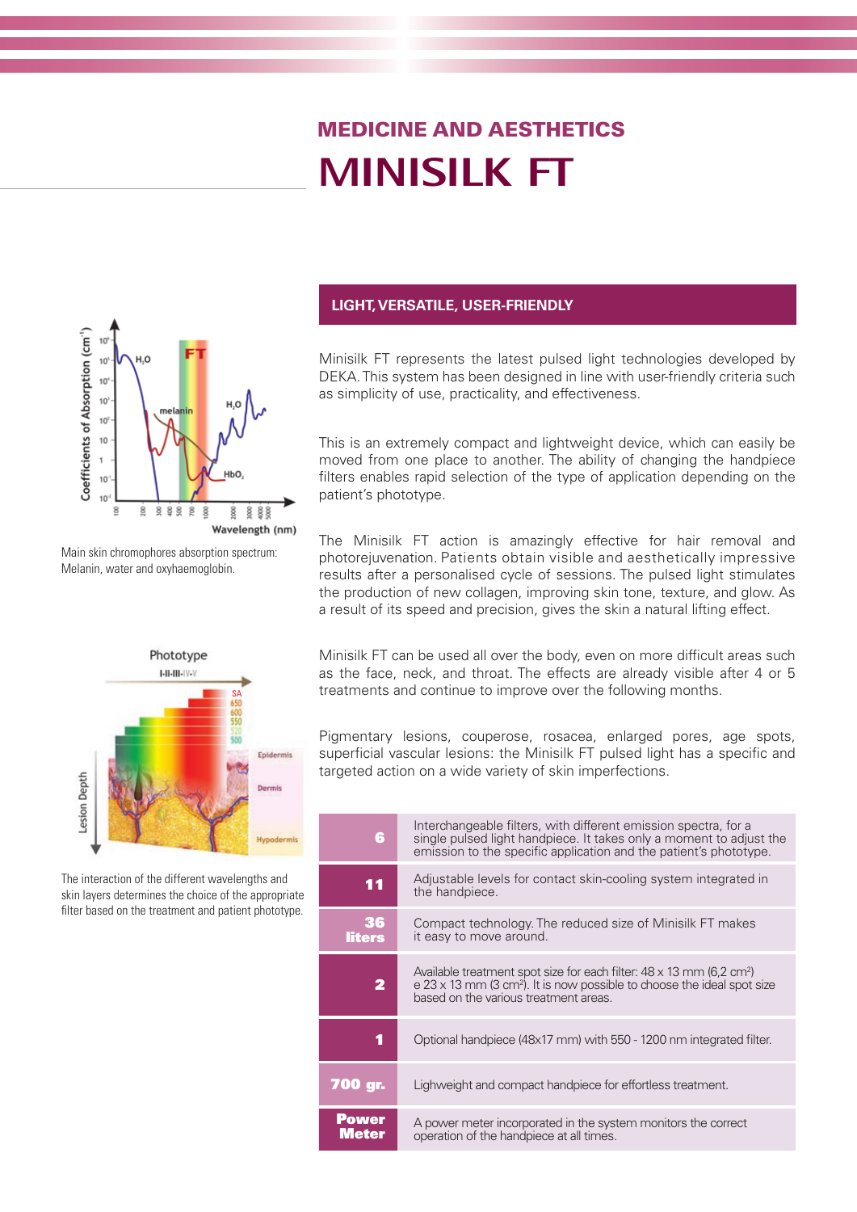## MEDICINE AND AESTHETICS

# MINISILK FT

Main skin chromophores absorption spectrum: Melanin, water and oxyhaemoglobin.

The interaction of the different wavelengths and skin layers determines the choice of the appropriate filter based on the treatment and patient phototype.

### LIGHT, VERSATILE, USER-FRIENDLY

Minisilk FT represents the latest pulsed light technologies developed by DEKA. This system has been designed in line with user-friendly criteria such as simplicity of use, practicality, and effectiveness.

This is an extremely compact and lightweight device, which can easily be moved from one place to another. The ability of changing the handpiece filters enables rapid selection of the type of application depending on the patient's phototype.

The Minisilk FT action is amazingly effective for hair removal and photorejuvenation. Patients obtain visible and aesthetically impressive results after a personalised cycle of sessions. The pulsed light stimulates the production of new collagen, improving skin tone, texture, and glow. As a result of its speed and precision, gives the skin a natural lifting effect.

Minisilk FT can be used all over the body, even on more difficult areas such as the face, neck, and throat. The effects are already visible after 4 or 5 treatments and continue to improve over the following months.

Pigmentary lesions, couperose, rosacea, enlarged pores, age spots, superficial vascular lesions: the Minisilk FT pulsed light has a specific and targeted action on a wide variety of skin imperfections.

| | |
|---|---|
| **6** | Interchangeable filters, with different emission spectra, for a single pulsed light handpiece. It takes only a moment to adjust the emission to the specific application and the patient's phototype. |
| **11** | Adjustable levels for contact skin-cooling system integrated in the handpiece. |
| **36 liters** | Compact technology. The reduced size of Minisilk FT makes it easy to move around. |
| **2** | Available treatment spot size for each filter: 48 x 13 mm (6,2 cm²) e 23 x 13 mm (3 cm²). It is now possible to choose the ideal spot size based on the various treatment areas. |
| **1** | Optional handpiece (48x17 mm) with 550 - 1200 nm integrated filter. |
| **700 gr.** | Lighweight and compact handpiece for effortless treatment. |
| **Power Meter** | A power meter incorporated in the system monitors the correct operation of the handpiece at all times. |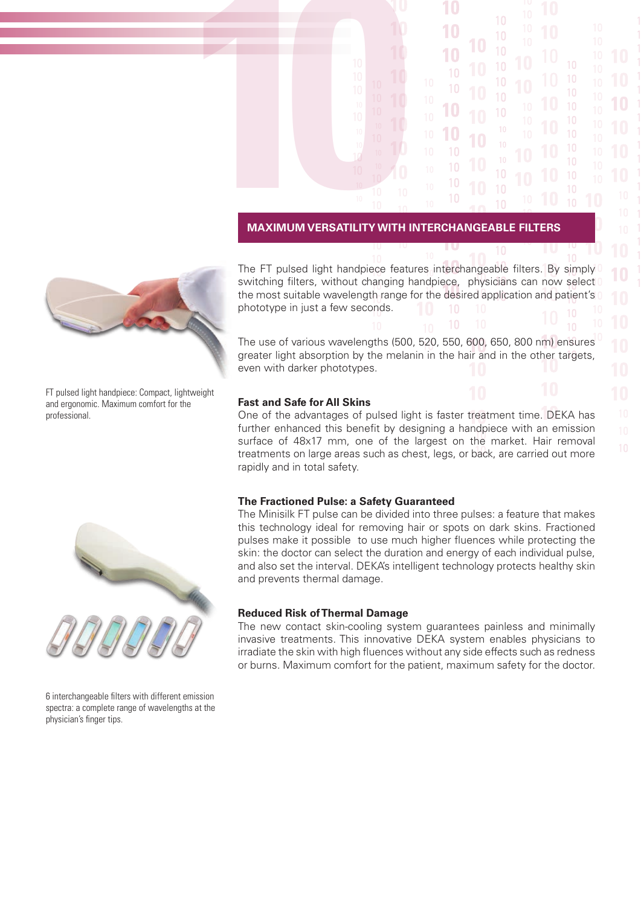## MAXIMUM VERSATILITY WITH INTERCHANGEABLE FILTERS

The FT pulsed light handpiece features interchangeable filters. By simply switching filters, without changing handpiece, physicians can now select the most suitable wavelength range for the desired application and patient's phototype in just a few seconds.

The use of various wavelengths (500, 520, 550, 600, 650, 800 nm) ensures greater light absorption by the melanin in the hair and in the other targets, even with darker phototypes.

FT pulsed light handpiece: Compact, lightweight and ergonomic. Maximum comfort for the professional.

### Fast and Safe for All Skins

One of the advantages of pulsed light is faster treatment time. DEKA has further enhanced this benefit by designing a handpiece with an emission surface of 48x17 mm, one of the largest on the market. Hair removal treatments on large areas such as chest, legs, or back, are carried out more rapidly and in total safety.

### The Fractioned Pulse: a Safety Guaranteed

The Minisilk FT pulse can be divided into three pulses: a feature that makes this technology ideal for removing hair or spots on dark skins. Fractioned pulses make it possible to use much higher fluences while protecting the skin: the doctor can select the duration and energy of each individual pulse, and also set the interval. DEKA's intelligent technology protects healthy skin and prevents thermal damage.

### Reduced Risk of Thermal Damage

The new contact skin-cooling system guarantees painless and minimally invasive treatments. This innovative DEKA system enables physicians to irradiate the skin with high fluences without any side effects such as redness or burns. Maximum comfort for the patient, maximum safety for the doctor.

6 interchangeable filters with different emission spectra: a complete range of wavelengths at the physician's finger tips.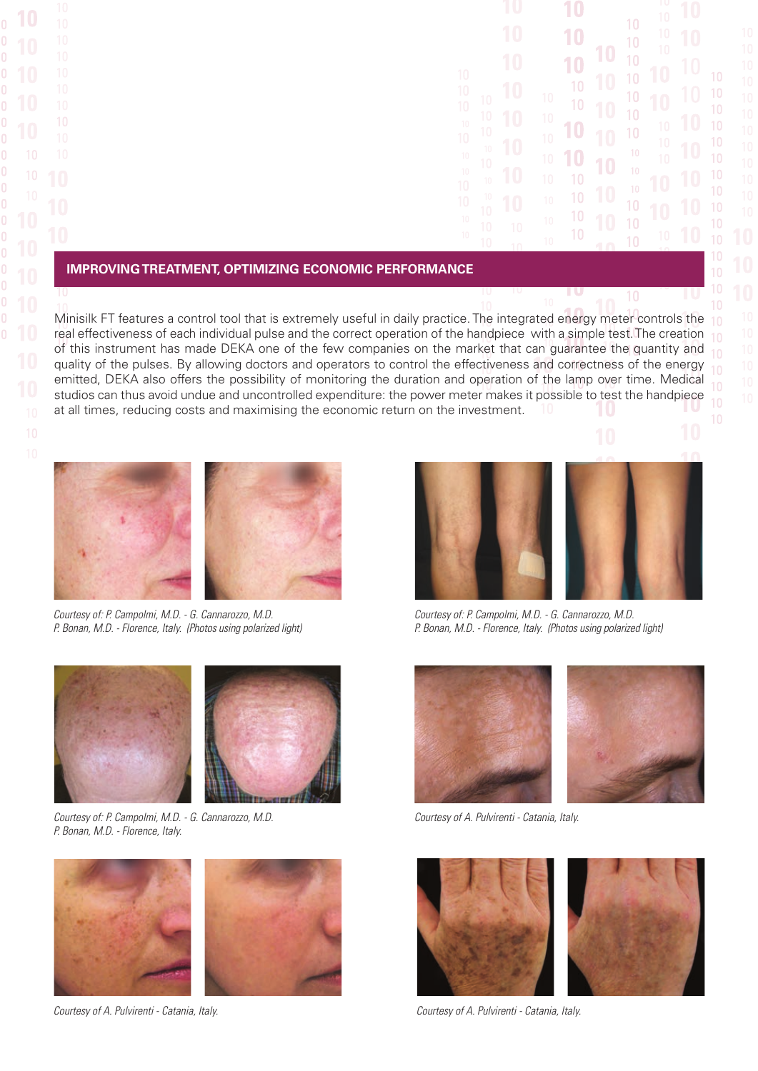## IMPROVING TREATMENT, OPTIMIZING ECONOMIC PERFORMANCE

Minisilk FT features a control tool that is extremely useful in daily practice. The integrated energy meter controls the real effectiveness of each individual pulse and the correct operation of the handpiece with a simple test. The creation of this instrument has made DEKA one of the few companies on the market that can guarantee the quantity and quality of the pulses. By allowing doctors and operators to control the effectiveness and correctness of the energy emitted, DEKA also offers the possibility of monitoring the duration and operation of the lamp over time. Medical studios can thus avoid undue and uncontrolled expenditure: the power meter makes it possible to test the handpiece at all times, reducing costs and maximising the economic return on the investment.

*Courtesy of: P. Campolmi, M.D. - G. Cannarozzo, M.D. P. Bonan, M.D. - Florence, Italy. (Photos using polarized light)*

*Courtesy of: P. Campolmi, M.D. - G. Cannarozzo, M.D. P. Bonan, M.D. - Florence, Italy. (Photos using polarized light)*

*Courtesy of: P. Campolmi, M.D. - G. Cannarozzo, M.D. P. Bonan, M.D. - Florence, Italy.*

*Courtesy of A. Pulvirenti - Catania, Italy.*

*Courtesy of A. Pulvirenti - Catania, Italy.*

*Courtesy of A. Pulvirenti - Catania, Italy.*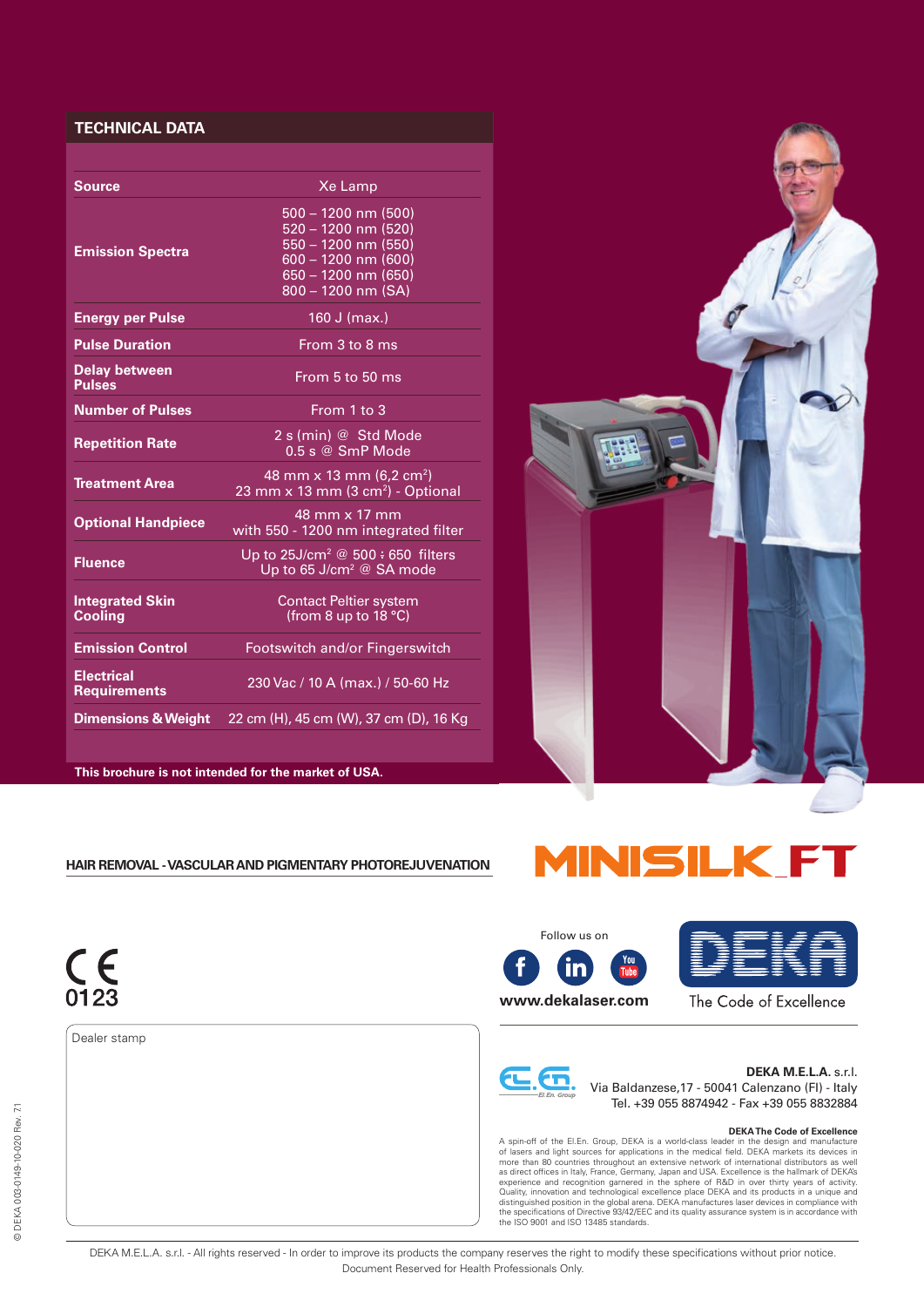## TECHNICAL DATA

| | |
|---|---|
| **Source** | Xe Lamp |
| **Emission Spectra** | 500 – 1200 nm (500)<br>520 – 1200 nm (520)<br>550 – 1200 nm (550)<br>600 – 1200 nm (600)<br>650 – 1200 nm (650)<br>800 – 1200 nm (SA) |
| **Energy per Pulse** | 160 J (max.) |
| **Pulse Duration** | From 3 to 8 ms |
| **Delay between Pulses** | From 5 to 50 ms |
| **Number of Pulses** | From 1 to 3 |
| **Repetition Rate** | 2 s (min) @ Std Mode<br>0.5 s @ SmP Mode |
| **Treatment Area** | 48 mm x 13 mm (6,2 cm$^2$)<br>23 mm x 13 mm (3 cm$^2$) - Optional |
| **Optional Handpiece** | 48 mm x 17 mm<br>with 550 - 1200 nm integrated filter |
| **Fluence** | Up to 25J/cm$^2$ @ 500 ÷ 650 filters<br>Up to 65 J/cm$^2$ @ SA mode |
| **Integrated Skin Cooling** | Contact Peltier system<br>(from 8 up to 18 °C) |
| **Emission Control** | Footswitch and/or Fingerswitch |
| **Electrical Requirements** | 230 Vac / 10 A (max.) / 50-60 Hz |
| **Dimensions & Weight** | 22 cm (H), 45 cm (W), 37 cm (D), 16 Kg |

**This brochure is not intended for the market of USA.**

**HAIR REMOVAL - VASCULAR AND PIGMENTARY PHOTOREJUVENATION**

# MINISILK_FT

CE 0123

Follow us on

**www.dekalaser.com**

DEKA The Code of Excellence

Dealer stamp

El.En. Group

**DEKA M.E.L.A.** s.r.l.
Via Baldanzese,17 - 50041 Calenzano (FI) - Italy
Tel. +39 055 8874942 - Fax +39 055 8832884

**DEKA The Code of Excellence**
A spin-off of the El.En. Group, DEKA is a world-class leader in the design and manufacture of lasers and light sources for applications in the medical field. DEKA markets its devices in more than 80 countries throughout an extensive network of international distributors as well as direct offices in Italy, France, Germany, Japan and USA. Excellence is the hallmark of DEKA's experience and recognition garnered in the sphere of R&D in over thirty years of activity. Quality, innovation and technological excellence place DEKA and its products in a unique and distinguished position in the global arena. DEKA manufactures laser devices in compliance with the specifications of Directive 93/42/EEC and its quality assurance system is in accordance with the ISO 9001 and ISO 13485 standards.

© DEKA 003-0149-10-020 Rev. 71

DEKA M.E.L.A. s.r.l. - All rights reserved - In order to improve its products the company reserves the right to modify these specifications without prior notice.
Document Reserved for Health Professionals Only.